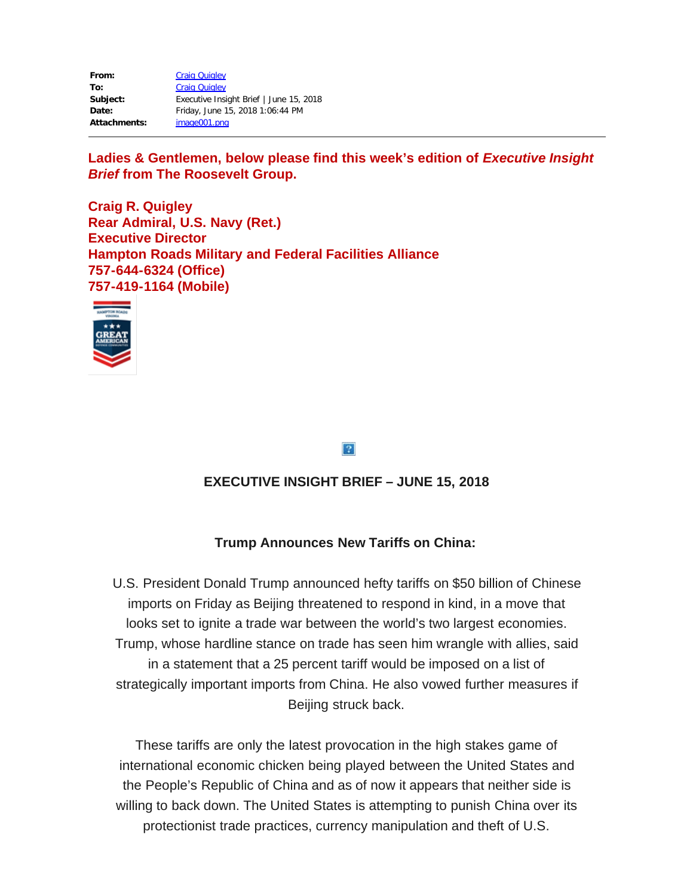**From:** Craig Quigley
**To:** Craig Quigley
**Subject:** Executive Insight Brief | June 15, 2018
**Date:** Friday, June 15, 2018 1:06:44 PM
**Attachments:** image001.png

---

**Ladies & Gentlemen, below please find this week's edition of *Executive Insight Brief* from The Roosevelt Group.**

**Craig R. Quigley**
**Rear Admiral, U.S. Navy (Ret.)**
**Executive Director**
**Hampton Roads Military and Federal Facilities Alliance**
**757-644-6324 (Office)**
**757-419-1164 (Mobile)**

## EXECUTIVE INSIGHT BRIEF – JUNE 15, 2018

### Trump Announces New Tariffs on China:

U.S. President Donald Trump announced hefty tariffs on $50 billion of Chinese imports on Friday as Beijing threatened to respond in kind, in a move that looks set to ignite a trade war between the world's two largest economies. Trump, whose hardline stance on trade has seen him wrangle with allies, said in a statement that a 25 percent tariff would be imposed on a list of strategically important imports from China. He also vowed further measures if Beijing struck back.

These tariffs are only the latest provocation in the high stakes game of international economic chicken being played between the United States and the People's Republic of China and as of now it appears that neither side is willing to back down. The United States is attempting to punish China over its protectionist trade practices, currency manipulation and theft of U.S.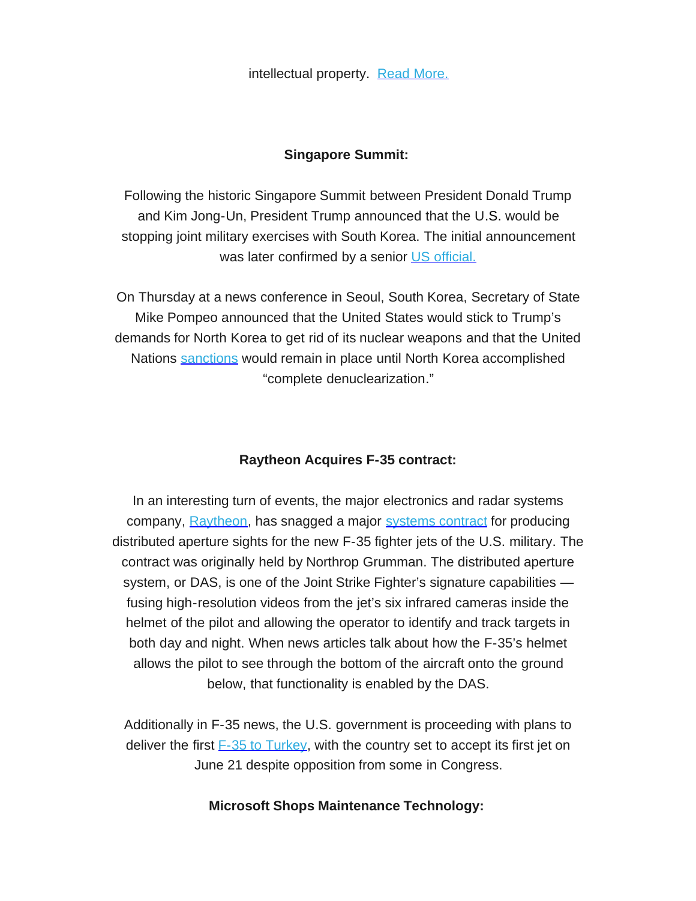intellectual property. Read More.

**Singapore Summit:**

Following the historic Singapore Summit between President Donald Trump and Kim Jong-Un, President Trump announced that the U.S. would be stopping joint military exercises with South Korea. The initial announcement was later confirmed by a senior US official.

On Thursday at a news conference in Seoul, South Korea, Secretary of State Mike Pompeo announced that the United States would stick to Trump's demands for North Korea to get rid of its nuclear weapons and that the United Nations sanctions would remain in place until North Korea accomplished "complete denuclearization."

**Raytheon Acquires F-35 contract:**

In an interesting turn of events, the major electronics and radar systems company, Raytheon, has snagged a major systems contract for producing distributed aperture sights for the new F-35 fighter jets of the U.S. military. The contract was originally held by Northrop Grumman. The distributed aperture system, or DAS, is one of the Joint Strike Fighter's signature capabilities — fusing high-resolution videos from the jet's six infrared cameras inside the helmet of the pilot and allowing the operator to identify and track targets in both day and night. When news articles talk about how the F-35's helmet allows the pilot to see through the bottom of the aircraft onto the ground below, that functionality is enabled by the DAS.

Additionally in F-35 news, the U.S. government is proceeding with plans to deliver the first F-35 to Turkey, with the country set to accept its first jet on June 21 despite opposition from some in Congress.

**Microsoft Shops Maintenance Technology:**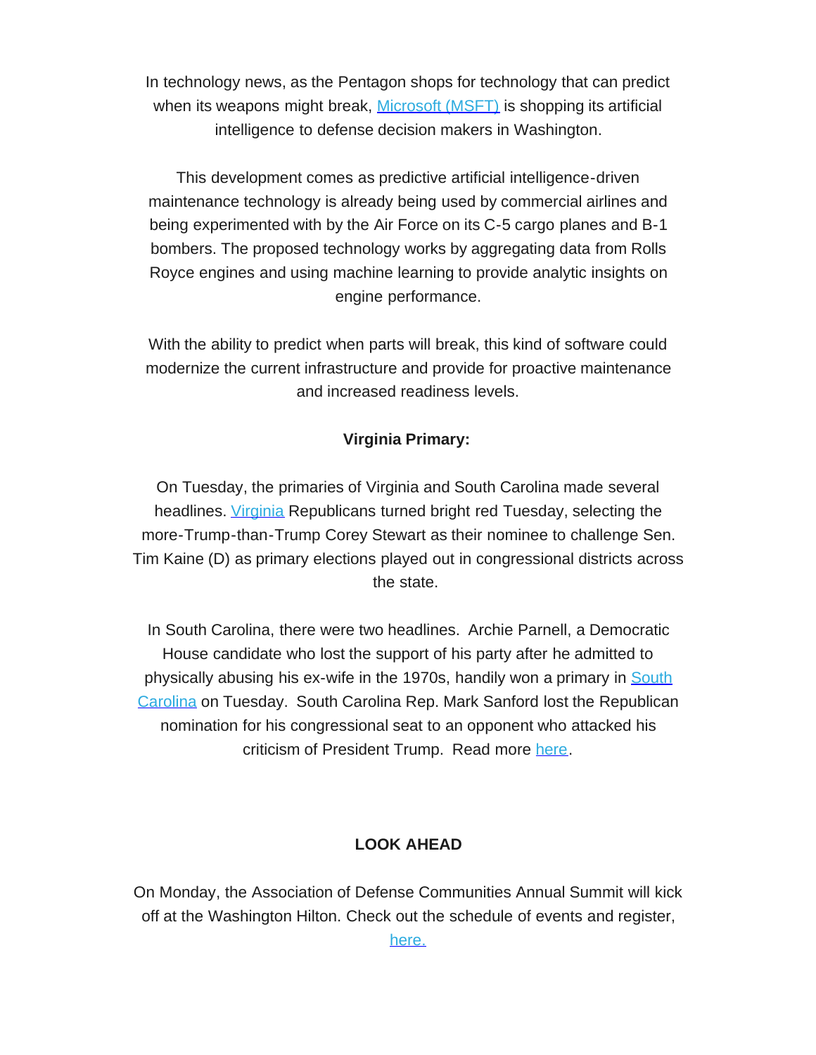In technology news, as the Pentagon shops for technology that can predict when its weapons might break, Microsoft (MSFT) is shopping its artificial intelligence to defense decision makers in Washington.

This development comes as predictive artificial intelligence-driven maintenance technology is already being used by commercial airlines and being experimented with by the Air Force on its C-5 cargo planes and B-1 bombers. The proposed technology works by aggregating data from Rolls Royce engines and using machine learning to provide analytic insights on engine performance.

With the ability to predict when parts will break, this kind of software could modernize the current infrastructure and provide for proactive maintenance and increased readiness levels.

**Virginia Primary:**

On Tuesday, the primaries of Virginia and South Carolina made several headlines. Virginia Republicans turned bright red Tuesday, selecting the more-Trump-than-Trump Corey Stewart as their nominee to challenge Sen. Tim Kaine (D) as primary elections played out in congressional districts across the state.

In South Carolina, there were two headlines. Archie Parnell, a Democratic House candidate who lost the support of his party after he admitted to physically abusing his ex-wife in the 1970s, handily won a primary in South Carolina on Tuesday. South Carolina Rep. Mark Sanford lost the Republican nomination for his congressional seat to an opponent who attacked his criticism of President Trump. Read more here.

**LOOK AHEAD**

On Monday, the Association of Defense Communities Annual Summit will kick off at the Washington Hilton. Check out the schedule of events and register, here.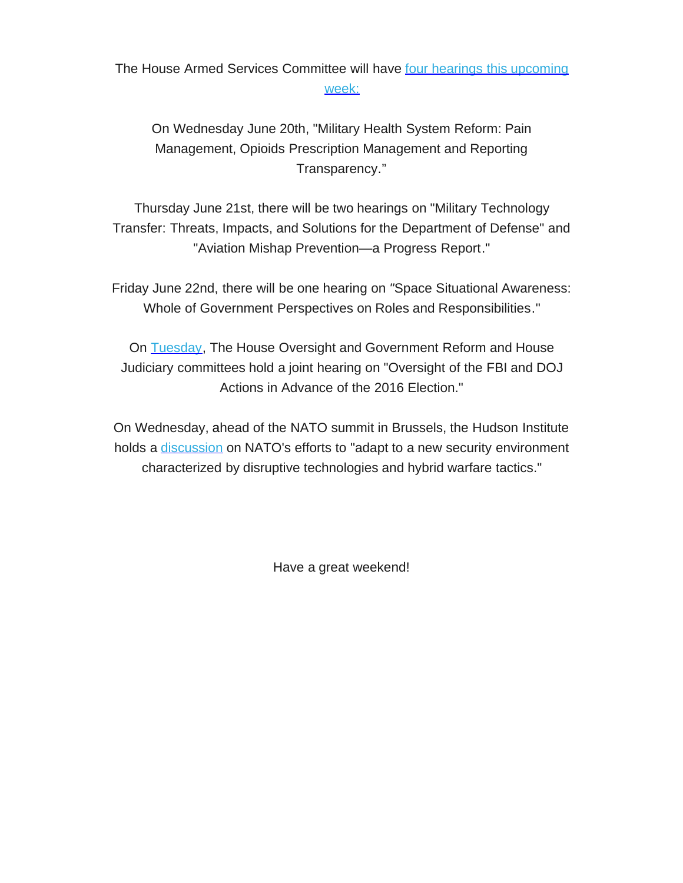The House Armed Services Committee will have four hearings this upcoming week:

On Wednesday June 20th, "Military Health System Reform: Pain Management, Opioids Prescription Management and Reporting Transparency."

Thursday June 21st, there will be two hearings on "Military Technology Transfer: Threats, Impacts, and Solutions for the Department of Defense" and "Aviation Mishap Prevention—a Progress Report."

Friday June 22nd, there will be one hearing on "Space Situational Awareness: Whole of Government Perspectives on Roles and Responsibilities."

On Tuesday, The House Oversight and Government Reform and House Judiciary committees hold a joint hearing on "Oversight of the FBI and DOJ Actions in Advance of the 2016 Election."

On Wednesday, ahead of the NATO summit in Brussels, the Hudson Institute holds a discussion on NATO's efforts to "adapt to a new security environment characterized by disruptive technologies and hybrid warfare tactics."

Have a great weekend!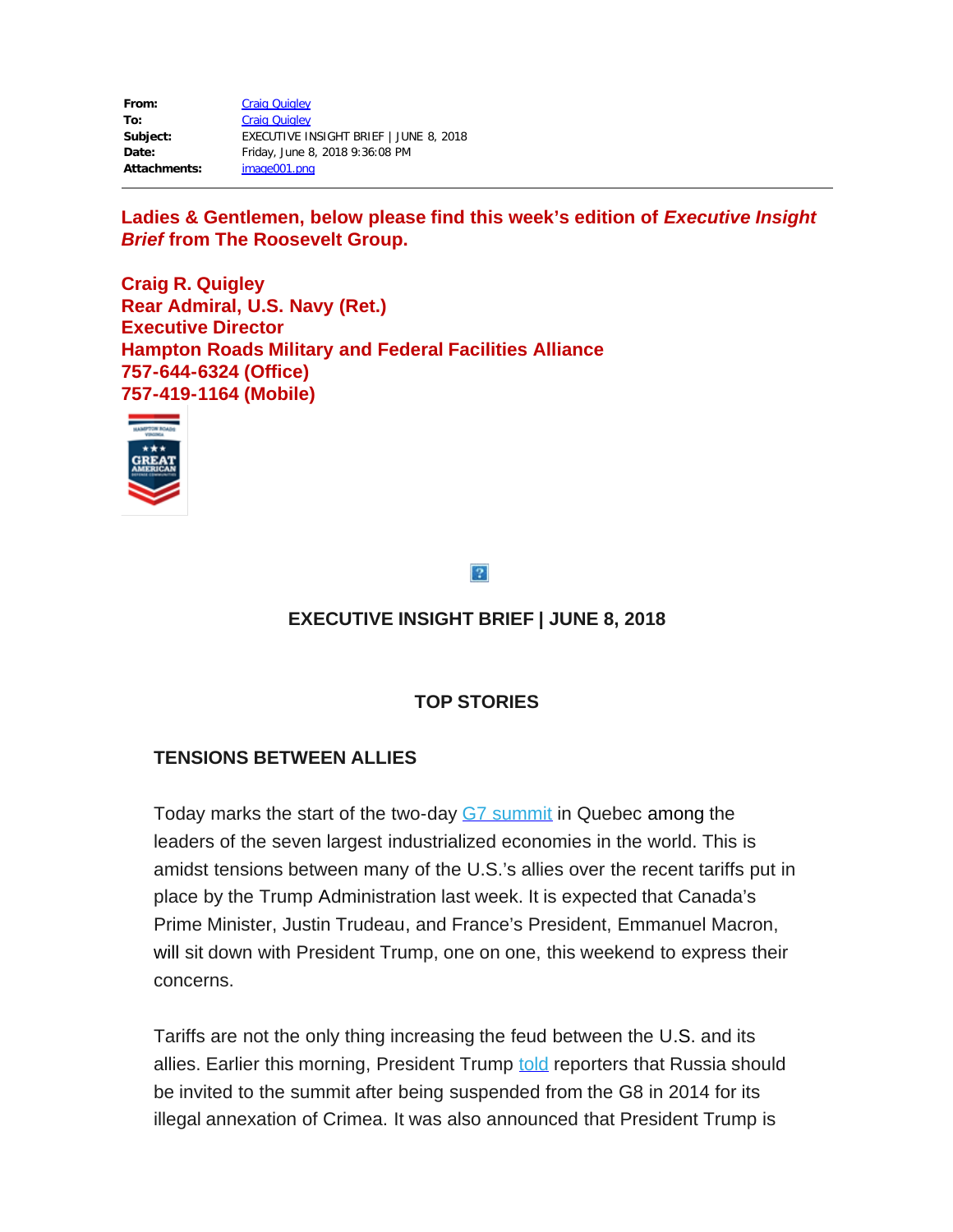| | |
|---|---|
| **From:** | Craig Quigley |
| **To:** | Craig Quigley |
| **Subject:** | EXECUTIVE INSIGHT BRIEF \| JUNE 8, 2018 |
| **Date:** | Friday, June 8, 2018 9:36:08 PM |
| **Attachments:** | image001.png |

**Ladies & Gentlemen, below please find this week's edition of *Executive Insight Brief* from The Roosevelt Group.**

**Craig R. Quigley**
**Rear Admiral, U.S. Navy (Ret.)**
**Executive Director**
**Hampton Roads Military and Federal Facilities Alliance**
**757-644-6324 (Office)**
**757-419-1164 (Mobile)**

## EXECUTIVE INSIGHT BRIEF | JUNE 8, 2018

## TOP STORIES

### TENSIONS BETWEEN ALLIES

Today marks the start of the two-day G7 summit in Quebec among the leaders of the seven largest industrialized economies in the world. This is amidst tensions between many of the U.S.'s allies over the recent tariffs put in place by the Trump Administration last week. It is expected that Canada's Prime Minister, Justin Trudeau, and France's President, Emmanuel Macron, will sit down with President Trump, one on one, this weekend to express their concerns.

Tariffs are not the only thing increasing the feud between the U.S. and its allies. Earlier this morning, President Trump told reporters that Russia should be invited to the summit after being suspended from the G8 in 2014 for its illegal annexation of Crimea. It was also announced that President Trump is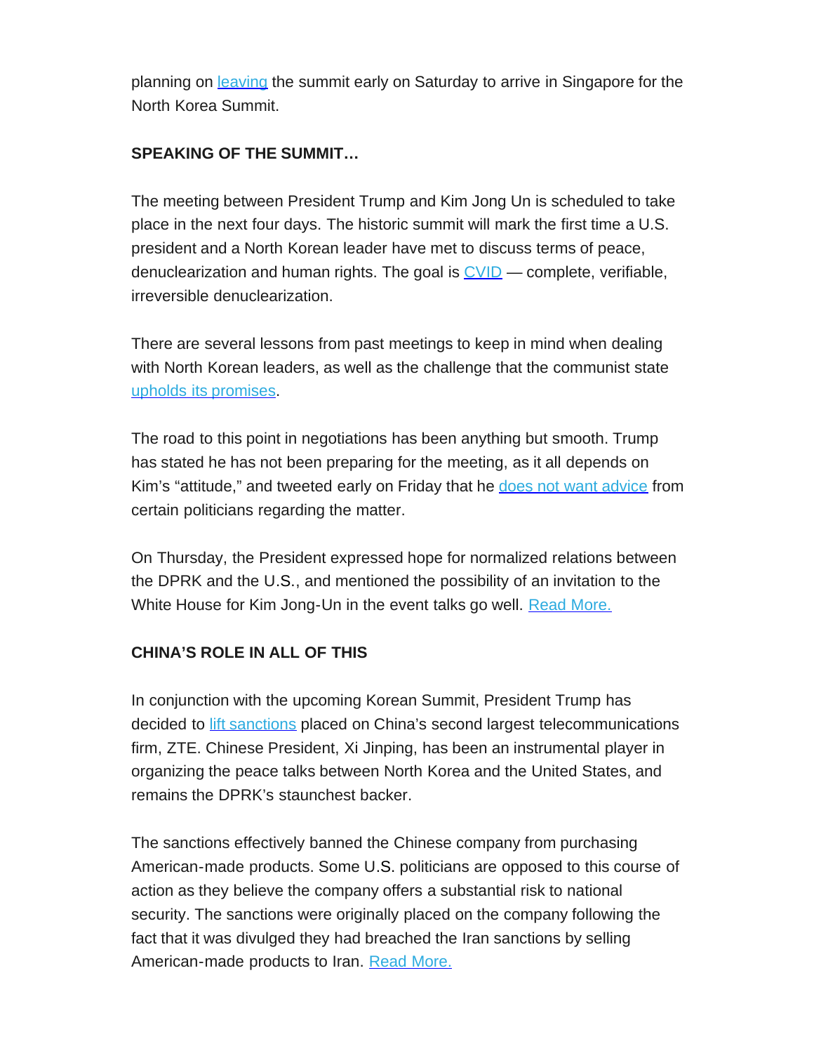planning on leaving the summit early on Saturday to arrive in Singapore for the North Korea Summit.

**SPEAKING OF THE SUMMIT…**

The meeting between President Trump and Kim Jong Un is scheduled to take place in the next four days. The historic summit will mark the first time a U.S. president and a North Korean leader have met to discuss terms of peace, denuclearization and human rights. The goal is CVID — complete, verifiable, irreversible denuclearization.

There are several lessons from past meetings to keep in mind when dealing with North Korean leaders, as well as the challenge that the communist state upholds its promises.

The road to this point in negotiations has been anything but smooth. Trump has stated he has not been preparing for the meeting, as it all depends on Kim's "attitude," and tweeted early on Friday that he does not want advice from certain politicians regarding the matter.

On Thursday, the President expressed hope for normalized relations between the DPRK and the U.S., and mentioned the possibility of an invitation to the White House for Kim Jong-Un in the event talks go well. Read More.

**CHINA'S ROLE IN ALL OF THIS**

In conjunction with the upcoming Korean Summit, President Trump has decided to lift sanctions placed on China's second largest telecommunications firm, ZTE. Chinese President, Xi Jinping, has been an instrumental player in organizing the peace talks between North Korea and the United States, and remains the DPRK's staunchest backer.

The sanctions effectively banned the Chinese company from purchasing American-made products. Some U.S. politicians are opposed to this course of action as they believe the company offers a substantial risk to national security. The sanctions were originally placed on the company following the fact that it was divulged they had breached the Iran sanctions by selling American-made products to Iran. Read More.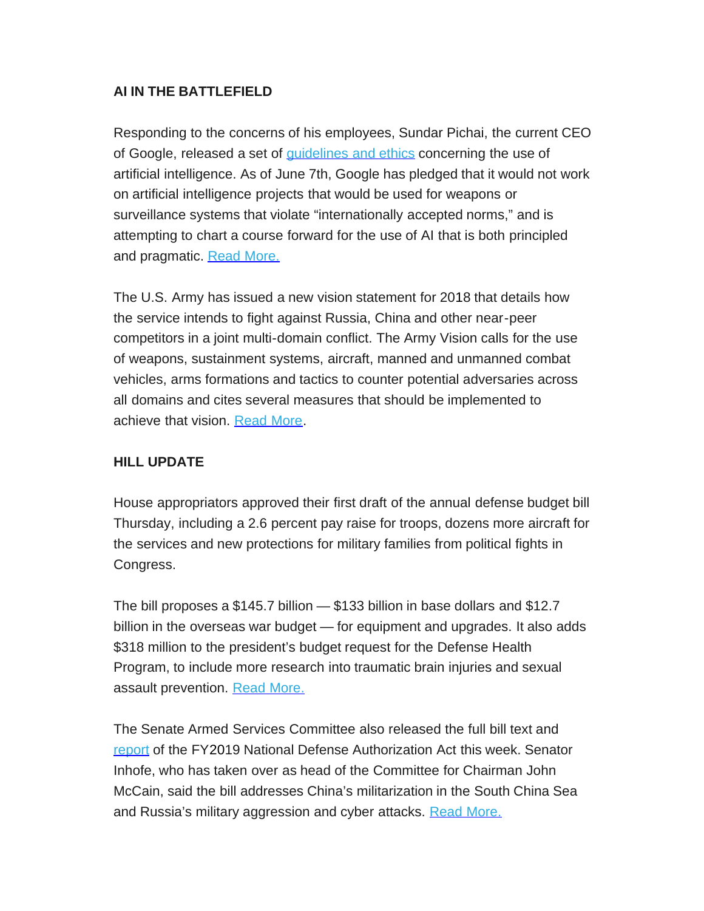**AI IN THE BATTLEFIELD**

Responding to the concerns of his employees, Sundar Pichai, the current CEO of Google, released a set of guidelines and ethics concerning the use of artificial intelligence. As of June 7th, Google has pledged that it would not work on artificial intelligence projects that would be used for weapons or surveillance systems that violate "internationally accepted norms," and is attempting to chart a course forward for the use of AI that is both principled and pragmatic. Read More.

The U.S. Army has issued a new vision statement for 2018 that details how the service intends to fight against Russia, China and other near-peer competitors in a joint multi-domain conflict. The Army Vision calls for the use of weapons, sustainment systems, aircraft, manned and unmanned combat vehicles, arms formations and tactics to counter potential adversaries across all domains and cites several measures that should be implemented to achieve that vision. Read More.

**HILL UPDATE**

House appropriators approved their first draft of the annual defense budget bill Thursday, including a 2.6 percent pay raise for troops, dozens more aircraft for the services and new protections for military families from political fights in Congress.

The bill proposes a $145.7 billion — $133 billion in base dollars and $12.7 billion in the overseas war budget — for equipment and upgrades. It also adds $318 million to the president's budget request for the Defense Health Program, to include more research into traumatic brain injuries and sexual assault prevention. Read More.

The Senate Armed Services Committee also released the full bill text and report of the FY2019 National Defense Authorization Act this week. Senator Inhofe, who has taken over as head of the Committee for Chairman John McCain, said the bill addresses China's militarization in the South China Sea and Russia's military aggression and cyber attacks. Read More.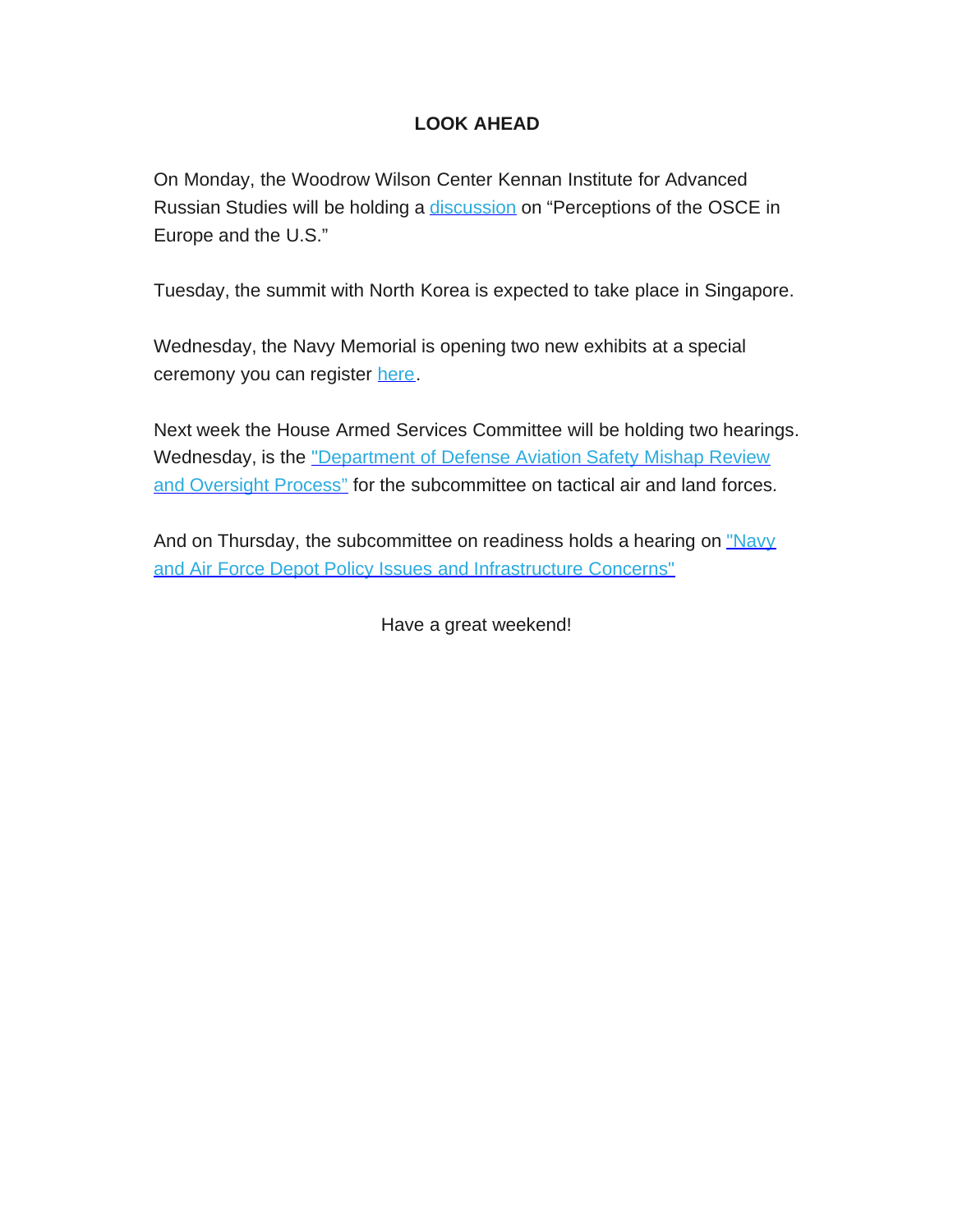**LOOK AHEAD**

On Monday, the Woodrow Wilson Center Kennan Institute for Advanced Russian Studies will be holding a discussion on “Perceptions of the OSCE in Europe and the U.S.”

Tuesday, the summit with North Korea is expected to take place in Singapore.

Wednesday, the Navy Memorial is opening two new exhibits at a special ceremony you can register here.

Next week the House Armed Services Committee will be holding two hearings. Wednesday, is the "Department of Defense Aviation Safety Mishap Review and Oversight Process” for the subcommittee on tactical air and land forces.

And on Thursday, the subcommittee on readiness holds a hearing on "Navy and Air Force Depot Policy Issues and Infrastructure Concerns"

Have a great weekend!